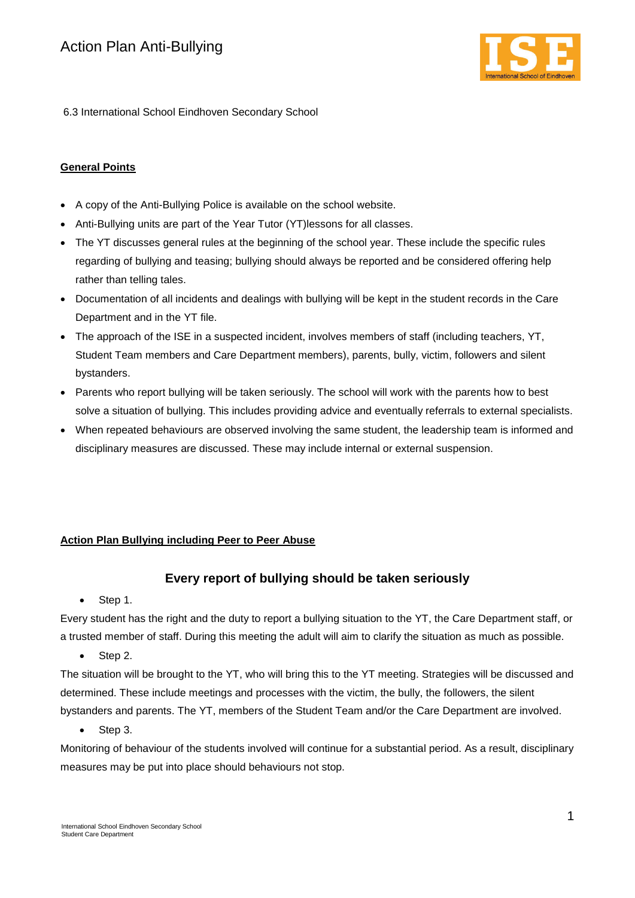# Action Plan Anti-Bullying

6.3 International School Eindhoven Secondary School

**General Points**

- A copy of the Anti-Bullying Police is available on the school website.
- Anti-Bullying units are part of the Year Tutor (YT)lessons for all classes.
- The YT discusses general rules at the beginning of the school year. These include the specific rules regarding of bullying and teasing; bullying should always be reported and be considered offering help rather than telling tales.
- Documentation of all incidents and dealings with bullying will be kept in the student records in the Care Department and in the YT file.
- The approach of the ISE in a suspected incident, involves members of staff (including teachers, YT, Student Team members and Care Department members), parents, bully, victim, followers and silent bystanders.
- Parents who report bullying will be taken seriously. The school will work with the parents how to best solve a situation of bullying. This includes providing advice and eventually referrals to external specialists.
- When repeated behaviours are observed involving the same student, the leadership team is informed and disciplinary measures are discussed. These may include internal or external suspension.

**Action Plan Bullying including Peer to Peer Abuse**

## Every report of bullying should be taken seriously

- Step 1.

Every student has the right and the duty to report a bullying situation to the YT, the Care Department staff, or a trusted member of staff. During this meeting the adult will aim to clarify the situation as much as possible.

- Step 2.

The situation will be brought to the YT, who will bring this to the YT meeting. Strategies will be discussed and determined. These include meetings and processes with the victim, the bully, the followers, the silent bystanders and parents. The YT, members of the Student Team and/or the Care Department are involved.

- Step 3.

Monitoring of behaviour of the students involved will continue for a substantial period. As a result, disciplinary measures may be put into place should behaviours not stop.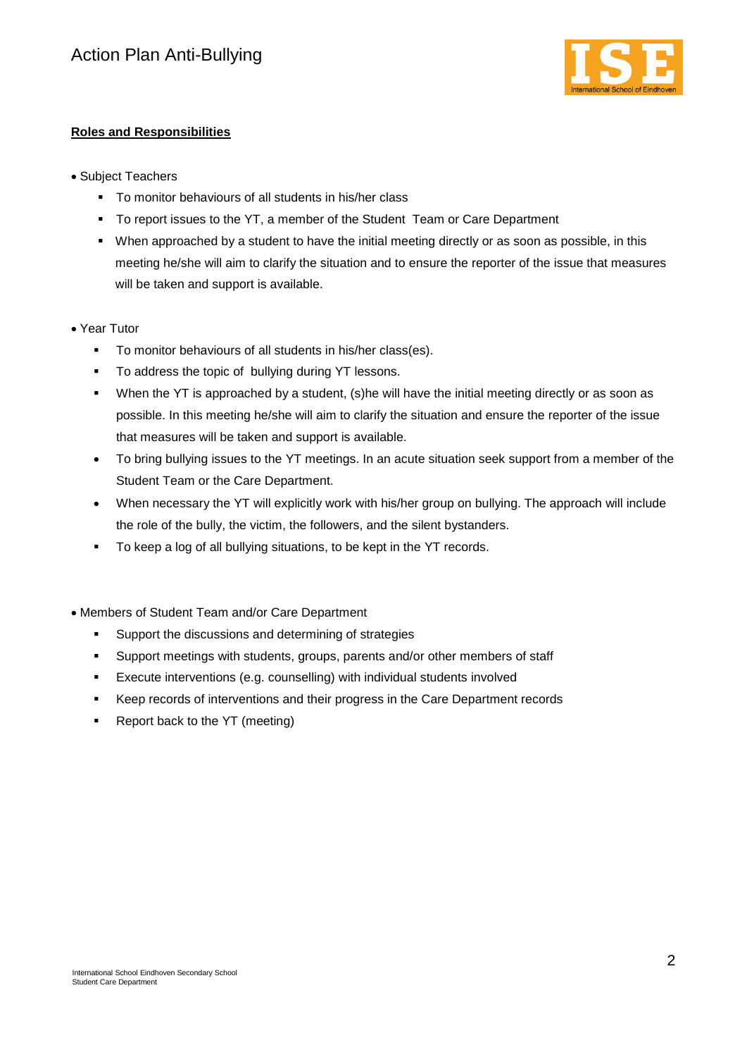**Roles and Responsibilities**

- Subject Teachers
    - To monitor behaviours of all students in his/her class
    - To report issues to the YT, a member of the Student Team or Care Department
    - When approached by a student to have the initial meeting directly or as soon as possible, in this meeting he/she will aim to clarify the situation and to ensure the reporter of the issue that measures will be taken and support is available.

- Year Tutor
    - To monitor behaviours of all students in his/her class(es).
    - To address the topic of bullying during YT lessons.
    - When the YT is approached by a student, (s)he will have the initial meeting directly or as soon as possible. In this meeting he/she will aim to clarify the situation and ensure the reporter of the issue that measures will be taken and support is available.
    - To bring bullying issues to the YT meetings. In an acute situation seek support from a member of the Student Team or the Care Department.
    - When necessary the YT will explicitly work with his/her group on bullying. The approach will include the role of the bully, the victim, the followers, and the silent bystanders.
    - To keep a log of all bullying situations, to be kept in the YT records.

- Members of Student Team and/or Care Department
    - Support the discussions and determining of strategies
    - Support meetings with students, groups, parents and/or other members of staff
    - Execute interventions (e.g. counselling) with individual students involved
    - Keep records of interventions and their progress in the Care Department records
    - Report back to the YT (meeting)